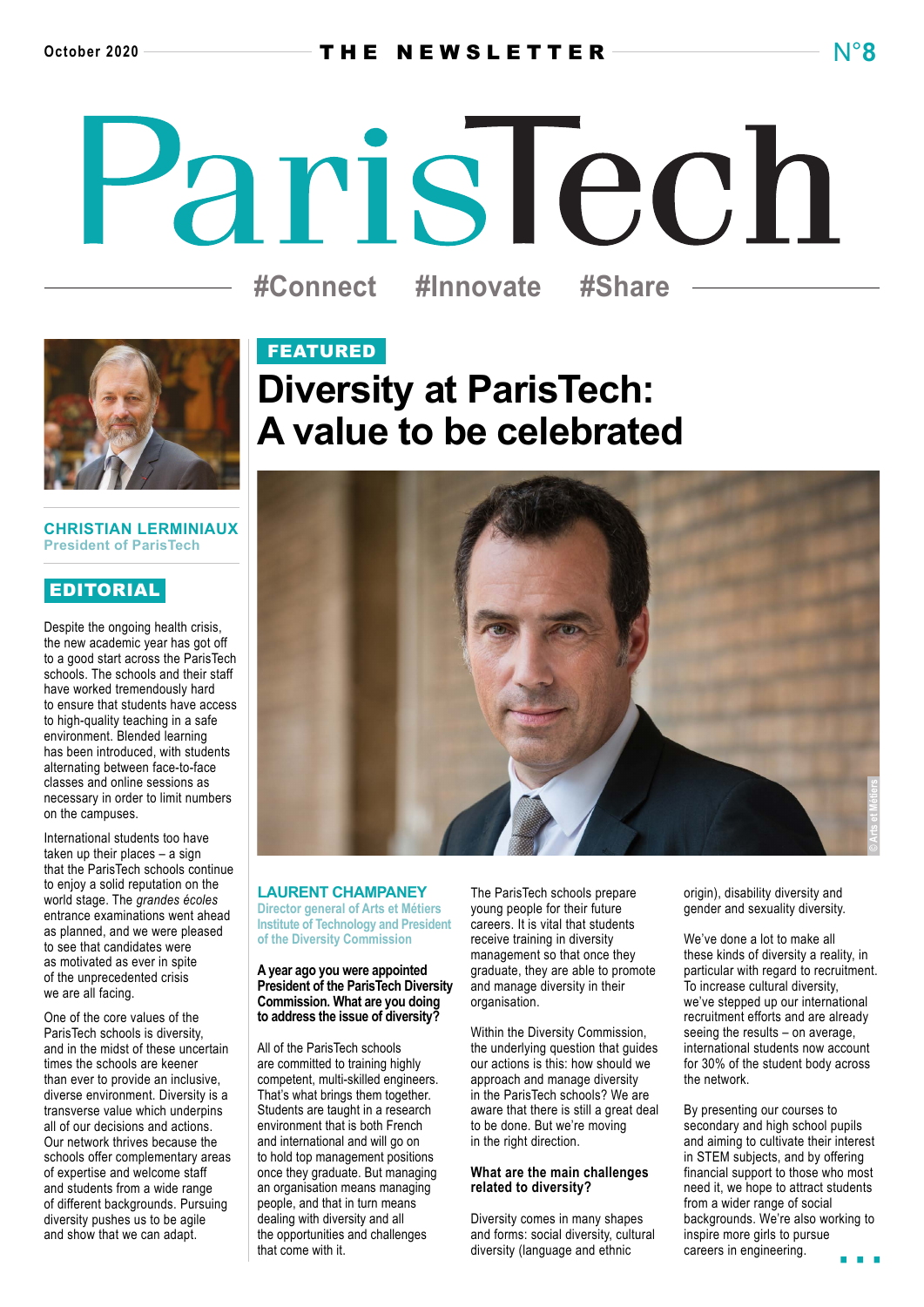October 2020 — THE NEWSLETTER — N°8

# ParisTech

#Connect #Innovate #Share

**CHRISTIAN LERMINIAUX**
President of ParisTech

## EDITORIAL

Despite the ongoing health crisis, the new academic year has got off to a good start across the ParisTech schools. The schools and their staff have worked tremendously hard to ensure that students have access to high-quality teaching in a safe environment. Blended learning has been introduced, with students alternating between face-to-face classes and online sessions as necessary in order to limit numbers on the campuses.

International students too have taken up their places – a sign that the ParisTech schools continue to enjoy a solid reputation on the world stage. The *grandes écoles* entrance examinations went ahead as planned, and we were pleased to see that candidates were as motivated as ever in spite of the unprecedented crisis we are all facing.

One of the core values of the ParisTech schools is diversity, and in the midst of these uncertain times the schools are keener than ever to provide an inclusive, diverse environment. Diversity is a transverse value which underpins all of our decisions and actions. Our network thrives because the schools offer complementary areas of expertise and welcome staff and students from a wide range of different backgrounds. Pursuing diversity pushes us to be agile and show that we can adapt.

FEATURED

# Diversity at ParisTech: A value to be celebrated

© Arts et Métiers

**LAURENT CHAMPANEY**
Director general of Arts et Métiers Institute of Technology and President of the Diversity Commission

**A year ago you were appointed President of the ParisTech Diversity Commission. What are you doing to address the issue of diversity?**

All of the ParisTech schools are committed to training highly competent, multi-skilled engineers. That's what brings them together. Students are taught in a research environment that is both French and international and will go on to hold top management positions once they graduate. But managing an organisation means managing people, and that in turn means dealing with diversity and all the opportunities and challenges that come with it.

The ParisTech schools prepare young people for their future careers. It is vital that students receive training in diversity management so that once they graduate, they are able to promote and manage diversity in their organisation.

Within the Diversity Commission, the underlying question that guides our actions is this: how should we approach and manage diversity in the ParisTech schools? We are aware that there is still a great deal to be done. But we're moving in the right direction.

**What are the main challenges related to diversity?**

Diversity comes in many shapes and forms: social diversity, cultural diversity (language and ethnic origin), disability diversity and gender and sexuality diversity.

We've done a lot to make all these kinds of diversity a reality, in particular with regard to recruitment. To increase cultural diversity, we've stepped up our international recruitment efforts and are already seeing the results – on average, international students now account for 30% of the student body across the network.

By presenting our courses to secondary and high school pupils and aiming to cultivate their interest in STEM subjects, and by offering financial support to those who most need it, we hope to attract students from a wider range of social backgrounds. We're also working to inspire more girls to pursue careers in engineering.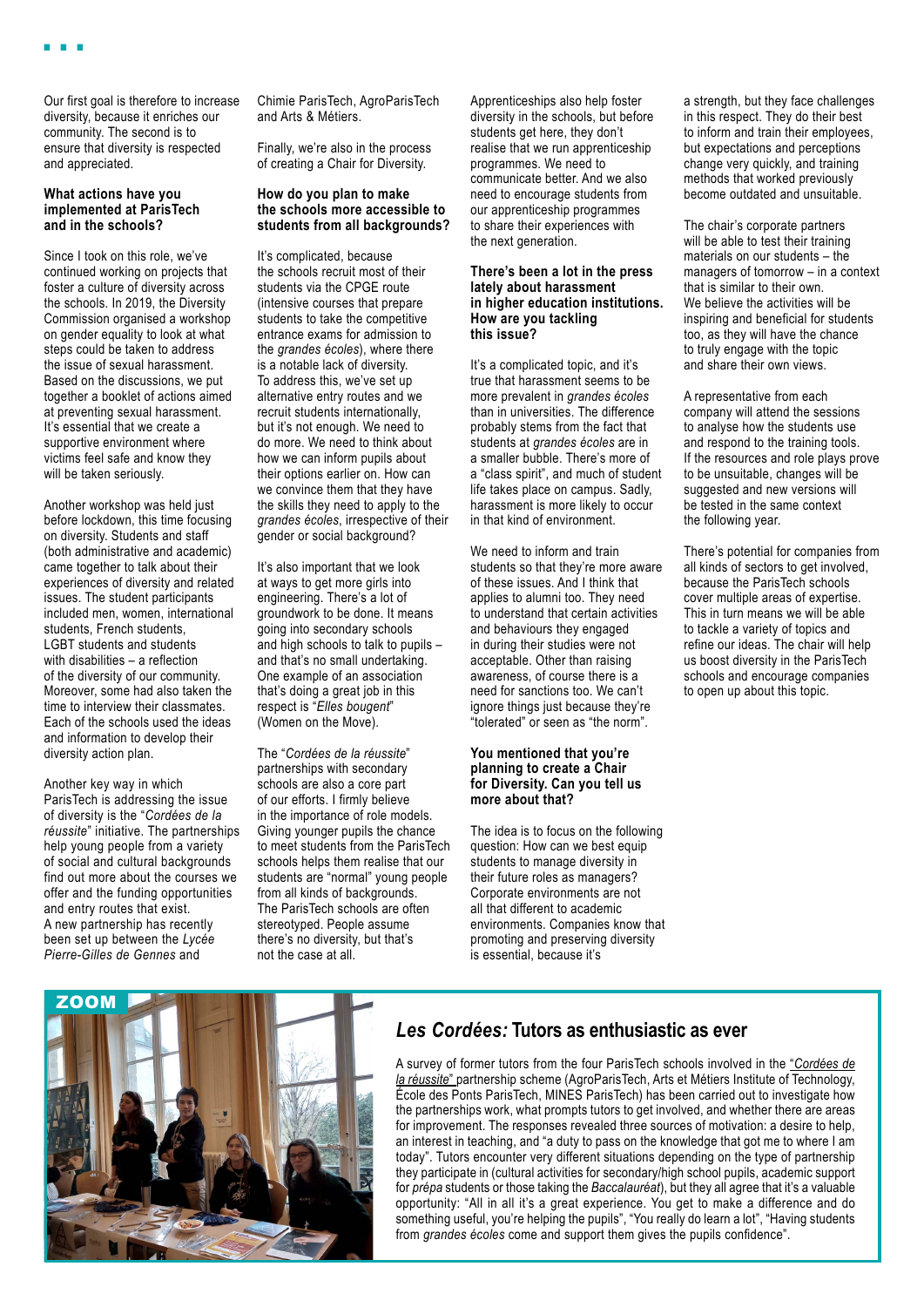Our first goal is therefore to increase diversity, because it enriches our community. The second is to ensure that diversity is respected and appreciated.

**What actions have you implemented at ParisTech and in the schools?**

Since I took on this role, we've continued working on projects that foster a culture of diversity across the schools. In 2019, the Diversity Commission organised a workshop on gender equality to look at what steps could be taken to address the issue of sexual harassment. Based on the discussions, we put together a booklet of actions aimed at preventing sexual harassment. It's essential that we create a supportive environment where victims feel safe and know they will be taken seriously.

Another workshop was held just before lockdown, this time focusing on diversity. Students and staff (both administrative and academic) came together to talk about their experiences of diversity and related issues. The student participants included men, women, international students, French students, LGBT students and students with disabilities – a reflection of the diversity of our community. Moreover, some had also taken the time to interview their classmates. Each of the schools used the ideas and information to develop their diversity action plan.

Another key way in which ParisTech is addressing the issue of diversity is the "*Cordées de la réussite*" initiative. The partnerships help young people from a variety of social and cultural backgrounds find out more about the courses we offer and the funding opportunities and entry routes that exist. A new partnership has recently been set up between the *Lycée Pierre-Gilles de Gennes* and Chimie ParisTech, AgroParisTech and Arts & Métiers.

Finally, we're also in the process of creating a Chair for Diversity.

**How do you plan to make the schools more accessible to students from all backgrounds?**

It's complicated, because the schools recruit most of their students via the CPGE route (intensive courses that prepare students to take the competitive entrance exams for admission to the *grandes écoles*), where there is a notable lack of diversity. To address this, we've set up alternative entry routes and we recruit students internationally, but it's not enough. We need to do more. We need to think about how we can inform pupils about their options earlier on. How can we convince them that they have the skills they need to apply to the *grandes écoles*, irrespective of their gender or social background?

It's also important that we look at ways to get more girls into engineering. There's a lot of groundwork to be done. It means going into secondary schools and high schools to talk to pupils – and that's no small undertaking. One example of an association that's doing a great job in this respect is "*Elles bougent*" (Women on the Move).

The "*Cordées de la réussite*" partnerships with secondary schools are also a core part of our efforts. I firmly believe in the importance of role models. Giving younger pupils the chance to meet students from the ParisTech schools helps them realise that our students are "normal" young people from all kinds of backgrounds. The ParisTech schools are often stereotyped. People assume there's no diversity, but that's not the case at all.

Apprenticeships also help foster diversity in the schools, but before students get here, they don't realise that we run apprenticeship programmes. We need to communicate better. And we also need to encourage students from our apprenticeship programmes to share their experiences with the next generation.

**There's been a lot in the press lately about harassment in higher education institutions. How are you tackling this issue?**

It's a complicated topic, and it's true that harassment seems to be more prevalent in *grandes écoles* than in universities. The difference probably stems from the fact that students at *grandes écoles* are in a smaller bubble. There's more of a "class spirit", and much of student life takes place on campus. Sadly, harassment is more likely to occur in that kind of environment.

We need to inform and train students so that they're more aware of these issues. And I think that applies to alumni too. They need to understand that certain activities and behaviours they engaged in during their studies were not acceptable. Other than raising awareness, of course there is a need for sanctions too. We can't ignore things just because they're "tolerated" or seen as "the norm".

**You mentioned that you're planning to create a Chair for Diversity. Can you tell us more about that?**

The idea is to focus on the following question: How can we best equip students to manage diversity in their future roles as managers? Corporate environments are not all that different to academic environments. Companies know that promoting and preserving diversity is essential, because it's a strength, but they face challenges in this respect. They do their best to inform and train their employees, but expectations and perceptions change very quickly, and training methods that worked previously become outdated and unsuitable.

The chair's corporate partners will be able to test their training materials on our students – the managers of tomorrow – in a context that is similar to their own. We believe the activities will be inspiring and beneficial for students too, as they will have the chance to truly engage with the topic and share their own views.

A representative from each company will attend the sessions to analyse how the students use and respond to the training tools. If the resources and role plays prove to be unsuitable, changes will be suggested and new versions will be tested in the same context the following year.

There's potential for companies from all kinds of sectors to get involved, because the ParisTech schools cover multiple areas of expertise. This in turn means we will be able to tackle a variety of topics and refine our ideas. The chair will help us boost diversity in the ParisTech schools and encourage companies to open up about this topic.

**ZOOM**

## *Les Cordées:* Tutors as enthusiastic as ever

A survey of former tutors from the four ParisTech schools involved in the "*Cordées de la réussite*" partnership scheme (AgroParisTech, Arts et Métiers Institute of Technology, École des Ponts ParisTech, MINES ParisTech) has been carried out to investigate how the partnerships work, what prompts tutors to get involved, and whether there are areas for improvement. The responses revealed three sources of motivation: a desire to help, an interest in teaching, and "a duty to pass on the knowledge that got me to where I am today". Tutors encounter very different situations depending on the type of partnership they participate in (cultural activities for secondary/high school pupils, academic support for *prépa* students or those taking the *Baccalauréat*), but they all agree that it's a valuable opportunity: "All in all it's a great experience. You get to make a difference and do something useful, you're helping the pupils", "You really do learn a lot", "Having students from *grandes écoles* come and support them gives the pupils confidence".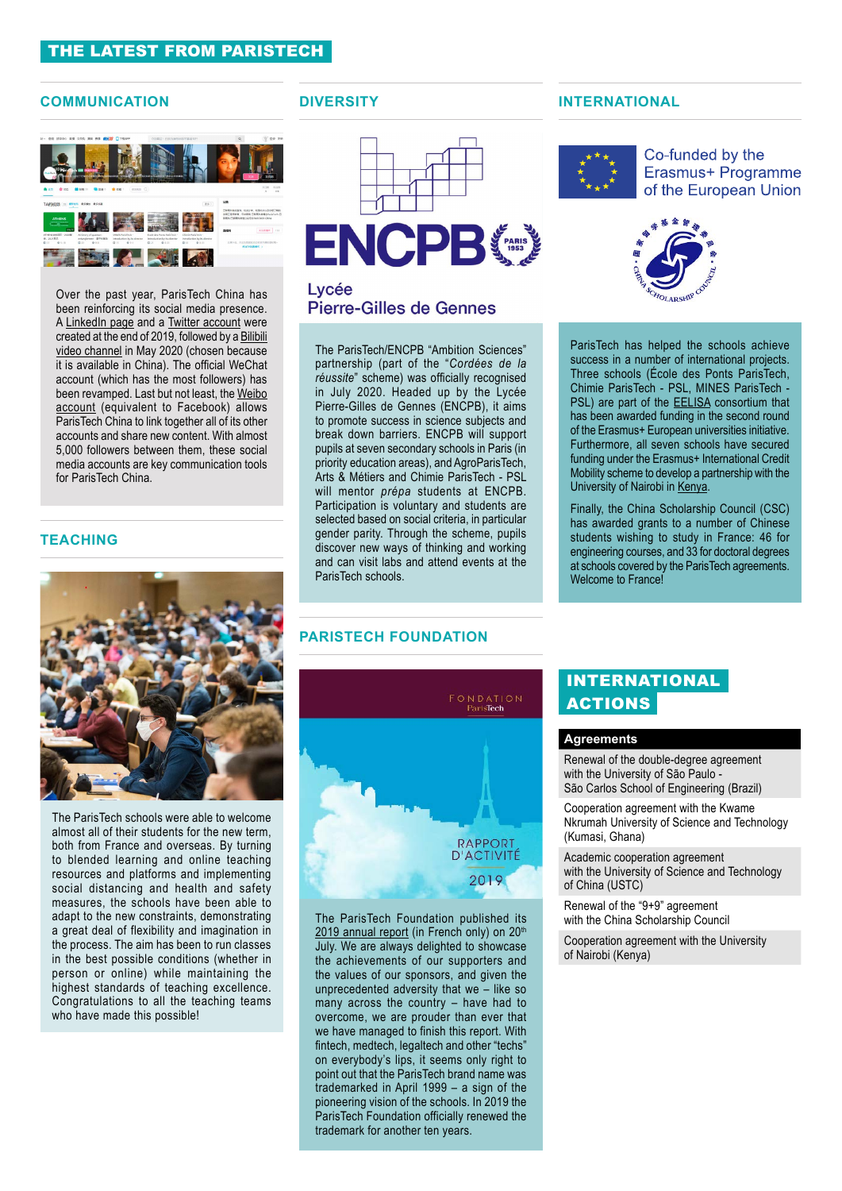# THE LATEST FROM PARISTECH

## COMMUNICATION

Over the past year, ParisTech China has been reinforcing its social media presence. A LinkedIn page and a Twitter account were created at the end of 2019, followed by a Bilibili video channel in May 2020 (chosen because it is available in China). The official WeChat account (which has the most followers) has been revamped. Last but not least, the Weibo account (equivalent to Facebook) allows ParisTech China to link together all of its other accounts and share new content. With almost 5,000 followers between them, these social media accounts are key communication tools for ParisTech China.

## TEACHING

The ParisTech schools were able to welcome almost all of their students for the new term, both from France and overseas. By turning to blended learning and online teaching resources and platforms and implementing social distancing and health and safety measures, the schools have been able to adapt to the new constraints, demonstrating a great deal of flexibility and imagination in the process. The aim has been to run classes in the best possible conditions (whether in person or online) while maintaining the highest standards of teaching excellence. Congratulations to all the teaching teams who have made this possible!

## DIVERSITY

ENCPB PARIS 1953

Lycée Pierre-Gilles de Gennes

The ParisTech/ENCPB "Ambition Sciences" partnership (part of the "*Cordées de la réussite*" scheme) was officially recognised in July 2020. Headed up by the Lycée Pierre-Gilles de Gennes (ENCPB), it aims to promote success in science subjects and break down barriers. ENCPB will support pupils at secondary schools in Paris (in priority education areas), and AgroParisTech, Arts & Métiers and Chimie ParisTech - PSL will mentor *prépa* students at ENCPB. Participation is voluntary and students are selected based on social criteria, in particular gender parity. Through the scheme, pupils discover new ways of thinking and working and can visit labs and attend events at the ParisTech schools.

## PARISTECH FOUNDATION

FONDATION ParisTech — RAPPORT D'ACTIVITÉ 2019

The ParisTech Foundation published its 2019 annual report (in French only) on 20th July. We are always delighted to showcase the achievements of our supporters and the values of our sponsors, and given the unprecedented adversity that we – like so many across the country – have had to overcome, we are prouder than ever that we have managed to finish this report. With fintech, medtech, legaltech and other "techs" on everybody's lips, it seems only right to point out that the ParisTech brand name was trademarked in April 1999 – a sign of the pioneering vision of the schools. In 2019 the ParisTech Foundation officially renewed the trademark for another ten years.

## INTERNATIONAL

Co-funded by the Erasmus+ Programme of the European Union

China Scholarship Council

ParisTech has helped the schools achieve success in a number of international projects. Three schools (École des Ponts ParisTech, Chimie ParisTech - PSL, MINES ParisTech - PSL) are part of the EELISA consortium that has been awarded funding in the second round of the Erasmus+ European universities initiative. Furthermore, all seven schools have secured funding under the Erasmus+ International Credit Mobility scheme to develop a partnership with the University of Nairobi in Kenya.

Finally, the China Scholarship Council (CSC) has awarded grants to a number of Chinese students wishing to study in France: 46 for engineering courses, and 33 for doctoral degrees at schools covered by the ParisTech agreements. Welcome to France!

## INTERNATIONAL ACTIONS

### Agreements

- Renewal of the double-degree agreement with the University of São Paulo - São Carlos School of Engineering (Brazil)
- Cooperation agreement with the Kwame Nkrumah University of Science and Technology (Kumasi, Ghana)
- Academic cooperation agreement with the University of Science and Technology of China (USTC)
- Renewal of the "9+9" agreement with the China Scholarship Council
- Cooperation agreement with the University of Nairobi (Kenya)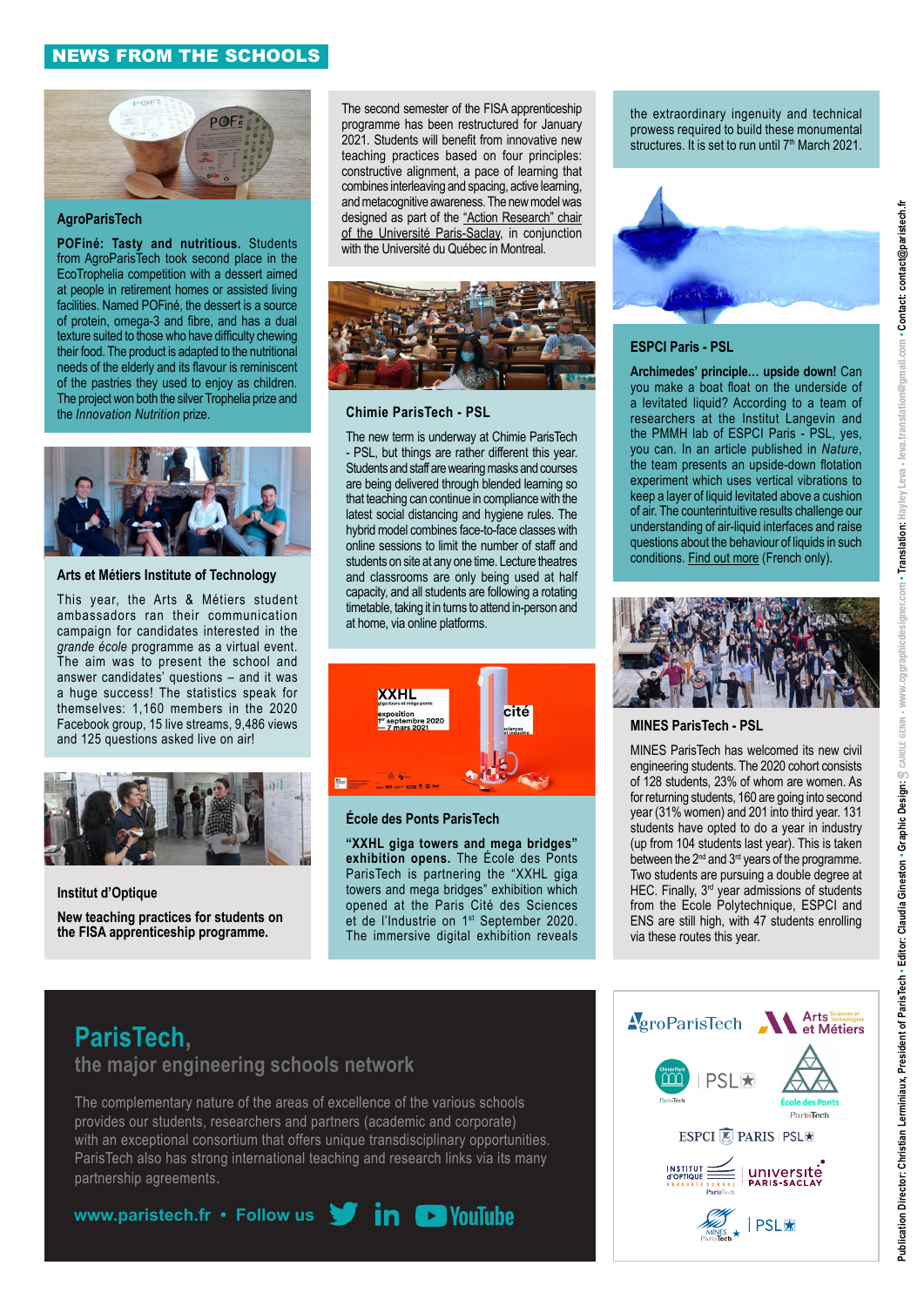# NEWS FROM THE SCHOOLS

### AgroParisTech

**POFiné: Tasty and nutritious.** Students from AgroParisTech took second place in the EcoTrophelia competition with a dessert aimed at people in retirement homes or assisted living facilities. Named POFiné, the dessert is a source of protein, omega-3 and fibre, and has a dual texture suited to those who have difficulty chewing their food. The product is adapted to the nutritional needs of the elderly and its flavour is reminiscent of the pastries they used to enjoy as children. The project won both the silver Trophelia prize and the *Innovation Nutrition* prize.

### Arts et Métiers Institute of Technology

This year, the Arts & Métiers student ambassadors ran their communication campaign for candidates interested in the *grande école* programme as a virtual event. The aim was to present the school and answer candidates' questions – and it was a huge success! The statistics speak for themselves: 1,160 members in the 2020 Facebook group, 15 live streams, 9,486 views and 125 questions asked live on air!

### Institut d'Optique

**New teaching practices for students on the FISA apprenticeship programme.**

The second semester of the FISA apprenticeship programme has been restructured for January 2021. Students will benefit from innovative new teaching practices based on four principles: constructive alignment, a pace of learning that combines interleaving and spacing, active learning, and metacognitive awareness. The new model was designed as part of the "Action Research" chair of the Université Paris-Saclay, in conjunction with the Université du Québec in Montreal.

### Chimie ParisTech - PSL

The new term is underway at Chimie ParisTech - PSL, but things are rather different this year. Students and staff are wearing masks and courses are being delivered through blended learning so that teaching can continue in compliance with the latest social distancing and hygiene rules. The hybrid model combines face-to-face classes with online sessions to limit the number of staff and students on site at any one time. Lecture theatres and classrooms are only being used at half capacity, and all students are following a rotating timetable, taking it in turns to attend in-person and at home, via online platforms.

### École des Ponts ParisTech

**"XXHL giga towers and mega bridges" exhibition opens.** The École des Ponts ParisTech is partnering the "XXHL giga towers and mega bridges" exhibition which opened at the Paris Cité des Sciences et de l'Industrie on 1st September 2020. The immersive digital exhibition reveals the extraordinary ingenuity and technical prowess required to build these monumental structures. It is set to run until 7th March 2021.

### ESPCI Paris - PSL

**Archimedes' principle… upside down!** Can you make a boat float on the underside of a levitated liquid? According to a team of researchers at the Institut Langevin and the PMMH lab of ESPCI Paris - PSL, yes, you can. In an article published in *Nature*, the team presents an upside-down flotation experiment which uses vertical vibrations to keep a layer of liquid levitated above a cushion of air. The counterintuitive results challenge our understanding of air-liquid interfaces and raise questions about the behaviour of liquids in such conditions. Find out more (French only).

### MINES ParisTech - PSL

MINES ParisTech has welcomed its new civil engineering students. The 2020 cohort consists of 128 students, 23% of whom are women. As for returning students, 160 are going into second year (31% women) and 201 into third year. 131 students have opted to do a year in industry (up from 104 students last year). This is taken between the 2nd and 3rd years of the programme. Two students are pursuing a double degree at HEC. Finally, 3rd year admissions of students from the Ecole Polytechnique, ESPCI and ENS are still high, with 47 students enrolling via these routes this year.

## ParisTech,
### the major engineering schools network

The complementary nature of the areas of excellence of the various schools provides our students, researchers and partners (academic and corporate) with an exceptional consortium that offers unique transdisciplinary opportunities. ParisTech also has strong international teaching and research links via its many partnership agreements.

**www.paristech.fr • Follow us**

Publication Director: Christian Lerminiaux, President of ParisTech • Editor: Claudia Gineston • Graphic Design: CAROLE GENIN - www.cggraphicdesigner.com • Translation: Hayley Lewa - lewa.translation@gmail.com • Contact: contact@paristech.fr